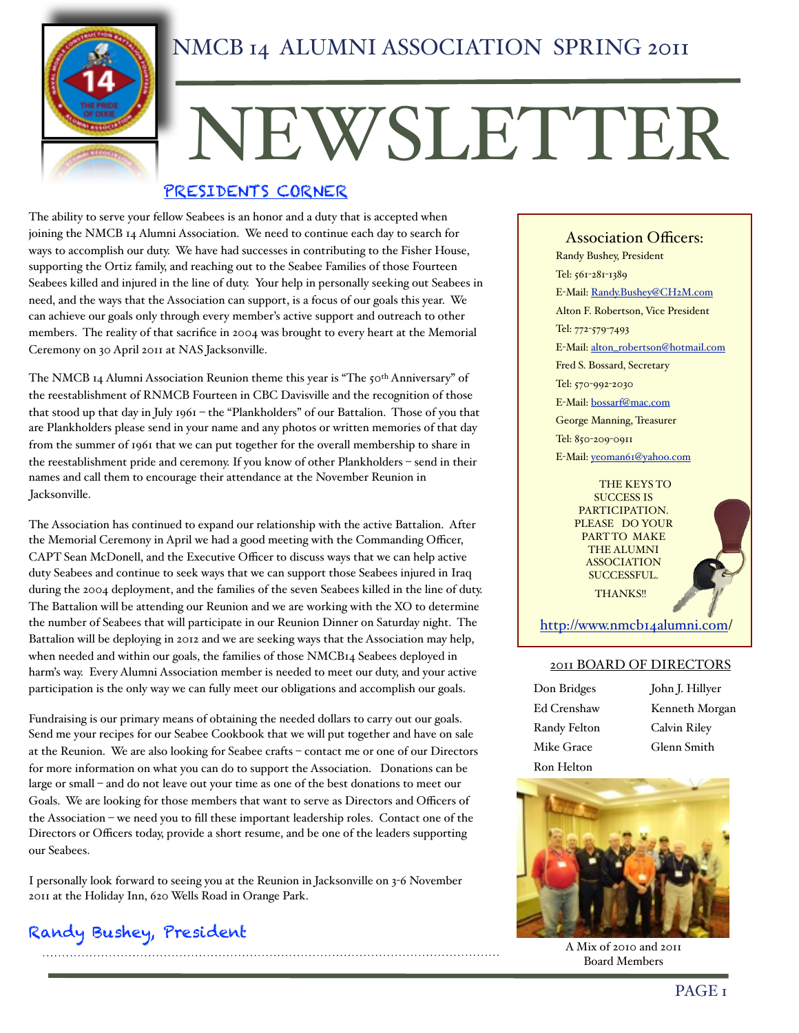# NMCB 14 ALUMNI ASSOCIATION SPRING 2011

# NEWSLETTER

## PRESIDENTS CORNER

The ability to serve your fellow Seabees is an honor and a duty that is accepted when joining the NMCB 14 Alumni Association. We need to continue each day to search for ways to accomplish our duty. We have had successes in contributing to the Fisher House, supporting the Ortiz family, and reaching out to the Seabee Families of those Fourteen Seabees killed and injured in the line of duty. Your help in personally seeking out Seabees in need, and the ways that the Association can support, is a focus of our goals this year. We can achieve our goals only through every member's active support and outreach to other members. The reality of that sacrifice in 2004 was brought to every heart at the Memorial Ceremony on 30 April 2011 at NAS Jacksonville.

The NMCB 14 Alumni Association Reunion theme this year is "The 50th Anniversary" of the reestablishment of RNMCB Fourteen in CBC Davisville and the recognition of those that stood up that day in July 1961 – the "Plankholders" of our Battalion. Those of you that are Plankholders please send in your name and any photos or written memories of that day from the summer of 1961 that we can put together for the overall membership to share in the reestablishment pride and ceremony. If you know of other Plankholders – send in their names and call them to encourage their attendance at the November Reunion in Jacksonville.

The Association has continued to expand our relationship with the active Battalion. After the Memorial Ceremony in April we had a good meeting with the Commanding Officer, CAPT Sean McDonell, and the Executive Officer to discuss ways that we can help active duty Seabees and continue to seek ways that we can support those Seabees injured in Iraq during the 2004 deployment, and the families of the seven Seabees killed in the line of duty. The Battalion will be attending our Reunion and we are working with the XO to determine the number of Seabees that will participate in our Reunion Dinner on Saturday night. The Battalion will be deploying in 2012 and we are seeking ways that the Association may help, when needed and within our goals, the families of those NMCB14 Seabees deployed in harm's way. Every Alumni Association member is needed to meet our duty, and your active participation is the only way we can fully meet our obligations and accomplish our goals.

Fundraising is our primary means of obtaining the needed dollars to carry out our goals. Send me your recipes for our Seabee Cookbook that we will put together and have on sale at the Reunion. We are also looking for Seabee crafts – contact me or one of our Directors for more information on what you can do to support the Association. Donations can be large or small – and do not leave out your time as one of the best donations to meet our Goals. We are looking for those members that want to serve as Directors and Officers of the Association – we need you to fill these important leadership roles. Contact one of the Directors or Officers today, provide a short resume, and be one of the leaders supporting our Seabees.

I personally look forward to seeing you at the Reunion in Jacksonville on 3-6 November 2011 at the Holiday Inn, 620 Wells Road in Orange Park.

Randy Bushey, President

### Association Officers:

Randy Bushey, President
Tel: 561-281-1389
E-Mail: Randy.Bushey@CH2M.com

Alton F. Robertson, Vice President
Tel: 772-579-7493
E-Mail: alton_robertson@hotmail.com

Fred S. Bossard, Secretary
Tel: 570-992-2030
E-Mail: bossarf@mac.com

George Manning, Treasurer
Tel: 850-209-0911
E-Mail: yeoman61@yahoo.com

THE KEYS TO SUCCESS IS PARTICIPATION. PLEASE DO YOUR PART TO MAKE THE ALUMNI ASSOCIATION SUCCESSFUL.

THANKS!!

http://www.nmcb14alumni.com/

### 2011 BOARD OF DIRECTORS

| | |
|---|---|
| Don Bridges | John J. Hillyer |
| Ed Crenshaw | Kenneth Morgan |
| Randy Felton | Calvin Riley |
| Mike Grace | Glenn Smith |
| Ron Helton | |

A Mix of 2010 and 2011 Board Members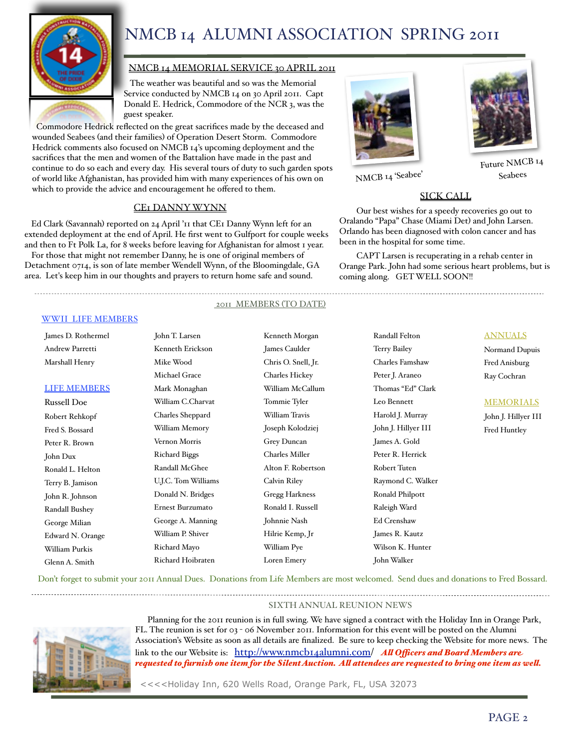# NMCB 14 ALUMNI ASSOCIATION SPRING 2011

## NMCB 14 MEMORIAL SERVICE 30 APRIL 2011

The weather was beautiful and so was the Memorial Service conducted by NMCB 14 on 30 April 2011. Capt Donald E. Hedrick, Commodore of the NCR 3, was the guest speaker.

Commodore Hedrick reflected on the great sacrifices made by the deceased and wounded Seabees (and their families) of Operation Desert Storm. Commodore Hedrick comments also focused on NMCB 14's upcoming deployment and the sacrifices that the men and women of the Battalion have made in the past and continue to do so each and every day. His several tours of duty to such garden spots of world like Afghanistan, has provided him with many experiences of his own on which to provide the advice and encouragement he offered to them.

NMCB 14 'Seabee'

Future NMCB 14 Seabees

## CE1 DANNY WYNN

Ed Clark (Savannah) reported on 24 April '11 that CE1 Danny Wynn left for an extended deployment at the end of April. He first went to Gulfport for couple weeks and then to Ft Polk La, for 8 weeks before leaving for Afghanistan for almost 1 year.

For those that might not remember Danny, he is one of original members of Detachment 0714, is son of late member Wendell Wynn, of the Bloomingdale, GA area. Let's keep him in our thoughts and prayers to return home safe and sound.

## SICK CALL

Our best wishes for a speedy recoveries go out to Oralando "Papa" Chase (Miami Det) and John Larsen. Orlando has been diagnosed with colon cancer and has been in the hospital for some time.

CAPT Larsen is recuperating in a rehab center in Orange Park. John had some serious heart problems, but is coming along. GET WELL SOON!!

## 2011 MEMBERS (TO DATE)

### WWII LIFE MEMBERS

James D. Rothermel
Andrew Parretti
Marshall Henry

### LIFE MEMBERS

Russell Doe
Robert Rehkopf
Fred S. Bossard
Peter R. Brown
John Dux
Ronald L. Helton
Terry B. Jamison
John R. Johnson
Randall Bushey
George Milian
Edward N. Orange
William Purkis
Glenn A. Smith
John T. Larsen
Kenneth Erickson
Mike Wood
Michael Grace
Mark Monaghan
William C.Charvat
Charles Sheppard
William Memory
Vernon Morris
Richard Biggs
Randall McGhee
U.J.C. Tom Williams
Donald N. Bridges
Ernest Burzumato
George A. Manning
William P. Shiver
Richard Mayo
Richard Hoibraten
Kenneth Morgan
James Caulder
Chris O. Snell, Jr.
Charles Hickey
William McCallum
Tommie Tyler
William Travis
Joseph Kolodziej
Grey Duncan
Charles Miller
Alton F. Robertson
Calvin Riley
Gregg Harkness
Ronald I. Russell
Johnnie Nash
Hilrie Kemp, Jr
William Pye
Loren Emery
Randall Felton
Terry Bailey
Charles Famshaw
Peter J. Araneo
Thomas "Ed" Clark
Leo Bennett
Harold J. Murray
John J. Hillyer III
James A. Gold
Peter R. Herrick
Robert Tuten
Raymond C. Walker
Ronald Philpott
Raleigh Ward
Ed Crenshaw
James R. Kautz
Wilson K. Hunter
John Walker

### ANNUALS

Normand Dupuis
Fred Anisburg
Ray Cochran

### MEMORIALS

John J. Hillyer III
Fred Huntley

Don't forget to submit your 2011 Annual Dues. Donations from Life Members are most welcomed. Send dues and donations to Fred Bossard.

## SIXTH ANNUAL REUNION NEWS

Planning for the 2011 reunion is in full swing. We have signed a contract with the Holiday Inn in Orange Park, FL. The reunion is set for 03 - 06 November 2011. Information for this event will be posted on the Alumni Association's Website as soon as all details are finalized. Be sure to keep checking the Website for more news. The link to the our Website is: http://www.nmcb14alumni.com/ ***All Officers and Board Members are requested to furnish one item for the Silent Auction. All attendees are requested to bring one item as well.***

<<<<Holiday Inn, 620 Wells Road, Orange Park, FL, USA 32073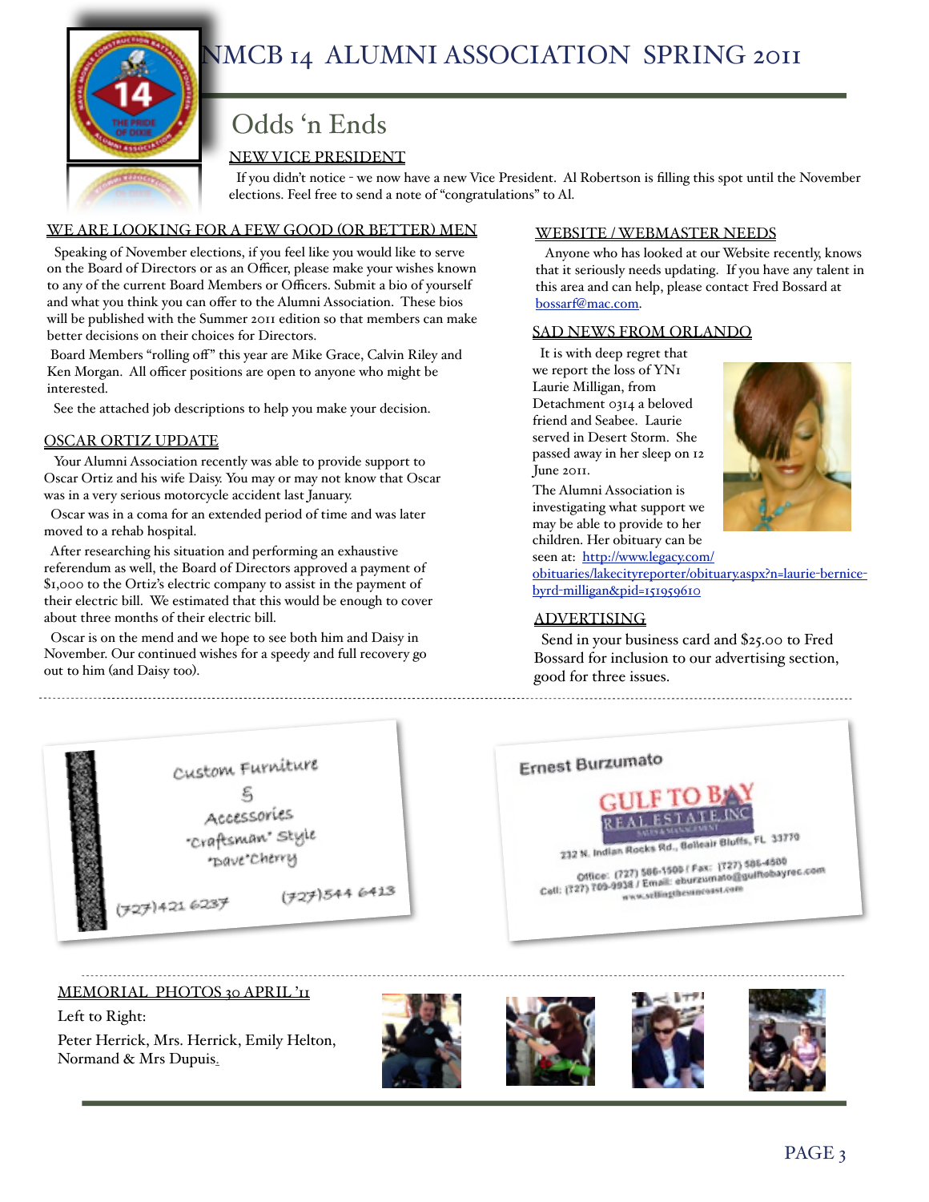# NMCB 14 ALUMNI ASSOCIATION SPRING 2011

## Odds ‘n Ends

### NEW VICE PRESIDENT

If you didn’t notice - we now have a new Vice President. Al Robertson is filling this spot until the November elections. Feel free to send a note of “congratulations” to Al.

### WE ARE LOOKING FOR A FEW GOOD (OR BETTER) MEN

Speaking of November elections, if you feel like you would like to serve on the Board of Directors or as an Officer, please make your wishes known to any of the current Board Members or Officers. Submit a bio of yourself and what you think you can offer to the Alumni Association. These bios will be published with the Summer 2011 edition so that members can make better decisions on their choices for Directors.

Board Members “rolling off” this year are Mike Grace, Calvin Riley and Ken Morgan. All officer positions are open to anyone who might be interested.

See the attached job descriptions to help you make your decision.

### OSCAR ORTIZ UPDATE

Your Alumni Association recently was able to provide support to Oscar Ortiz and his wife Daisy. You may or may not know that Oscar was in a very serious motorcycle accident last January.

Oscar was in a coma for an extended period of time and was later moved to a rehab hospital.

After researching his situation and performing an exhaustive referendum as well, the Board of Directors approved a payment of $1,000 to the Ortiz’s electric company to assist in the payment of their electric bill. We estimated that this would be enough to cover about three months of their electric bill.

Oscar is on the mend and we hope to see both him and Daisy in November. Our continued wishes for a speedy and full recovery go out to him (and Daisy too).

### WEBSITE / WEBMASTER NEEDS

Anyone who has looked at our Website recently, knows that it seriously needs updating. If you have any talent in this area and can help, please contact Fred Bossard at bossarf@mac.com.

### SAD NEWS FROM ORLANDO

It is with deep regret that we report the loss of YN1 Laurie Milligan, from Detachment 0314 a beloved friend and Seabee. Laurie served in Desert Storm. She passed away in her sleep on 12 June 2011.

The Alumni Association is investigating what support we may be able to provide to her children. Her obituary can be seen at: http://www.legacy.com/obituaries/lakecityreporter/obituary.aspx?n=laurie-bernice-byrd-milligan&pid=151959610

### ADVERTISING

Send in your business card and $25.00 to Fred Bossard for inclusion to our advertising section, good for three issues.

Custom Furniture
&
Accessories
"Craftsman" Style
"Dave" Cherry
(727)421 6237 (727)544 6413

Ernest Burzumato
GULF TO BAY
REAL ESTATE, INC
SALES & MANAGEMENT
232 N. Indian Rocks Rd., Belleair Bluffs, FL 33770
Office: (727) 586-1500 / Fax: (727) 586-4500
Cell: (727) 709-9938 / Email: eburzumato@gulftobayrec.com
www.sellingthesuncoast.com

### MEMORIAL PHOTOS 30 APRIL ’11

Left to Right:

Peter Herrick, Mrs. Herrick, Emily Helton, Normand & Mrs Dupuis.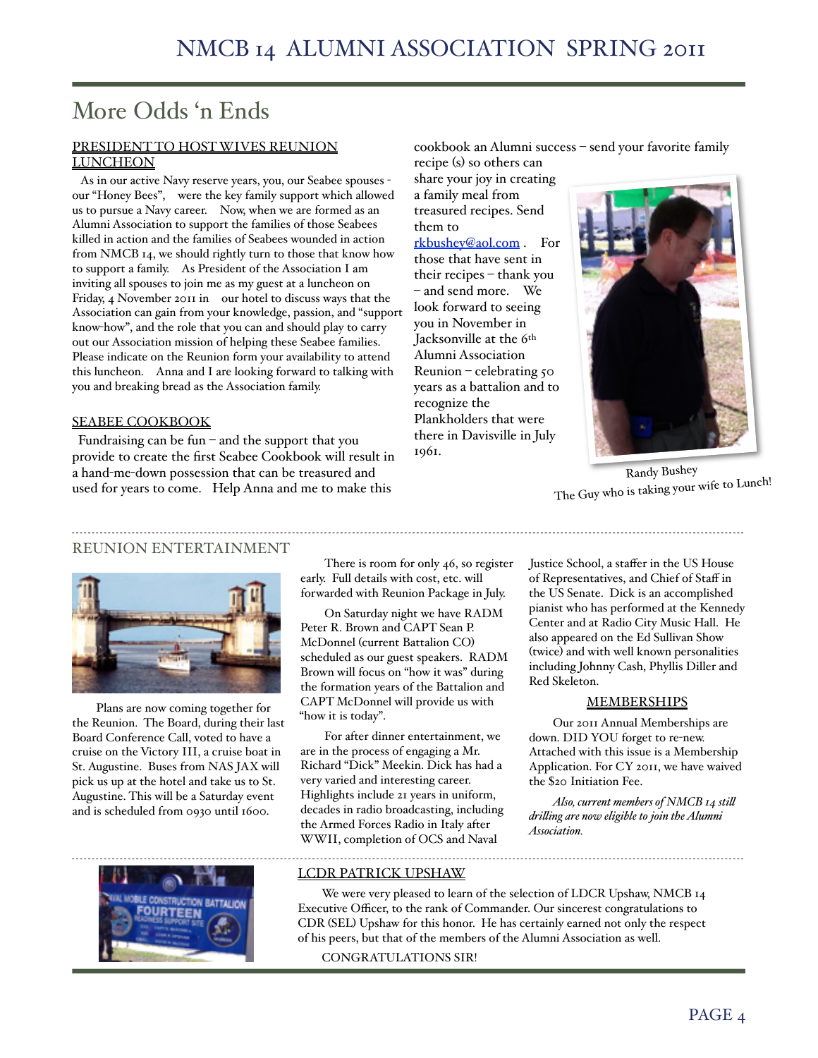# More Odds 'n Ends

## PRESIDENT TO HOST WIVES REUNION LUNCHEON

As in our active Navy reserve years, you, our Seabee spouses - our "Honey Bees", were the key family support which allowed us to pursue a Navy career. Now, when we are formed as an Alumni Association to support the families of those Seabees killed in action and the families of Seabees wounded in action from NMCB 14, we should rightly turn to those that know how to support a family. As President of the Association I am inviting all spouses to join me as my guest at a luncheon on Friday, 4 November 2011 in our hotel to discuss ways that the Association can gain from your knowledge, passion, and "support know-how", and the role that you can and should play to carry out our Association mission of helping these Seabee families. Please indicate on the Reunion form your availability to attend this luncheon. Anna and I are looking forward to talking with you and breaking bread as the Association family.

## SEABEE COOKBOOK

Fundraising can be fun – and the support that you provide to create the first Seabee Cookbook will result in a hand-me-down possession that can be treasured and used for years to come. Help Anna and me to make this cookbook an Alumni success – send your favorite family recipe (s) so others can share your joy in creating a family meal from treasured recipes. Send them to rkbushey@aol.com. For those that have sent in their recipes – thank you – and send more. We look forward to seeing you in November in Jacksonville at the 6th Alumni Association Reunion – celebrating 50 years as a battalion and to recognize the Plankholders that were there in Davisville in July 1961.

Randy Bushey

The Guy who is taking your wife to Lunch!

## REUNION ENTERTAINMENT

Plans are now coming together for the Reunion. The Board, during their last Board Conference Call, voted to have a cruise on the Victory III, a cruise boat in St. Augustine. Buses from NAS JAX will pick us up at the hotel and take us to St. Augustine. This will be a Saturday event and is scheduled from 0930 until 1600.

There is room for only 46, so register early. Full details with cost, etc. will forwarded with Reunion Package in July.

On Saturday night we have RADM Peter R. Brown and CAPT Sean P. McDonnel (current Battalion CO) scheduled as our guest speakers. RADM Brown will focus on "how it was" during the formation years of the Battalion and CAPT McDonnel will provide us with "how it is today".

For after dinner entertainment, we are in the process of engaging a Mr. Richard "Dick" Meekin. Dick has had a very varied and interesting career. Highlights include 21 years in uniform, decades in radio broadcasting, including the Armed Forces Radio in Italy after WWII, completion of OCS and Naval Justice School, a staffer in the US House of Representatives, and Chief of Staff in the US Senate. Dick is an accomplished pianist who has performed at the Kennedy Center and at Radio City Music Hall. He also appeared on the Ed Sullivan Show (twice) and with well known personalities including Johnny Cash, Phyllis Diller and Red Skeleton.

## MEMBERSHIPS

Our 2011 Annual Memberships are down. DID YOU forget to re-new. Attached with this issue is a Membership Application. For CY 2011, we have waived the $20 Initiation Fee.

*Also, current members of NMCB 14 still drilling are now eligible to join the Alumni Association.*

## LCDR PATRICK UPSHAW

We were very pleased to learn of the selection of LDCR Upshaw, NMCB 14 Executive Officer, to the rank of Commander. Our sincerest congratulations to CDR (SEL) Upshaw for this honor. He has certainly earned not only the respect of his peers, but that of the members of the Alumni Association as well.

CONGRATULATIONS SIR!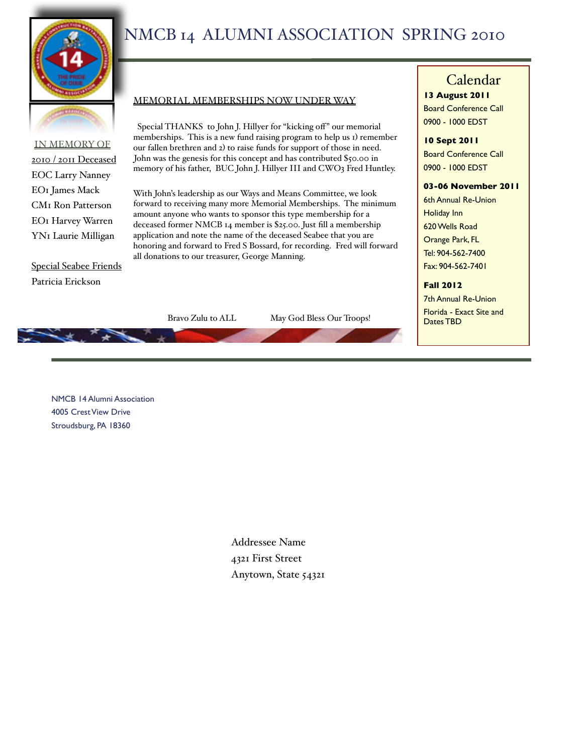# NMCB 14 ALUMNI ASSOCIATION SPRING 2010

**IN MEMORY OF**

2010 / 2011 Deceased

EOC Larry Nanney

EO1 James Mack

CM1 Ron Patterson

EO1 Harvey Warren

YN1 Laurie Milligan

Special Seabee Friends

Patricia Erickson

## MEMORIAL MEMBERSHIPS NOW UNDER WAY

Special THANKS to John J. Hillyer for "kicking off" our memorial memberships. This is a new fund raising program to help us 1) remember our fallen brethren and 2) to raise funds for support of those in need. John was the genesis for this concept and has contributed $50.00 in memory of his father, BUC John J. Hillyer III and CWO3 Fred Huntley.

With John's leadership as our Ways and Means Committee, we look forward to receiving many more Memorial Memberships. The minimum amount anyone who wants to sponsor this type membership for a deceased former NMCB 14 member is $25.00. Just fill a membership application and note the name of the deceased Seabee that you are honoring and forward to Fred S Bossard, for recording. Fred will forward all donations to our treasurer, George Manning.

Bravo Zulu to ALL May God Bless Our Troops!

## Calendar

**13 August 2011**
Board Conference Call
0900 - 1000 EDST

**10 Sept 2011**
Board Conference Call
0900 - 1000 EDST

**03-06 November 2011**
6th Annual Re-Union
Holiday Inn
620 Wells Road
Orange Park, FL
Tel: 904-562-7400
Fax: 904-562-7401

**Fall 2012**
7th Annual Re-Union
Florida - Exact Site and Dates TBD

NMCB 14 Alumni Association
4005 Crest View Drive
Stroudsburg, PA 18360

Addressee Name
4321 First Street
Anytown, State 54321